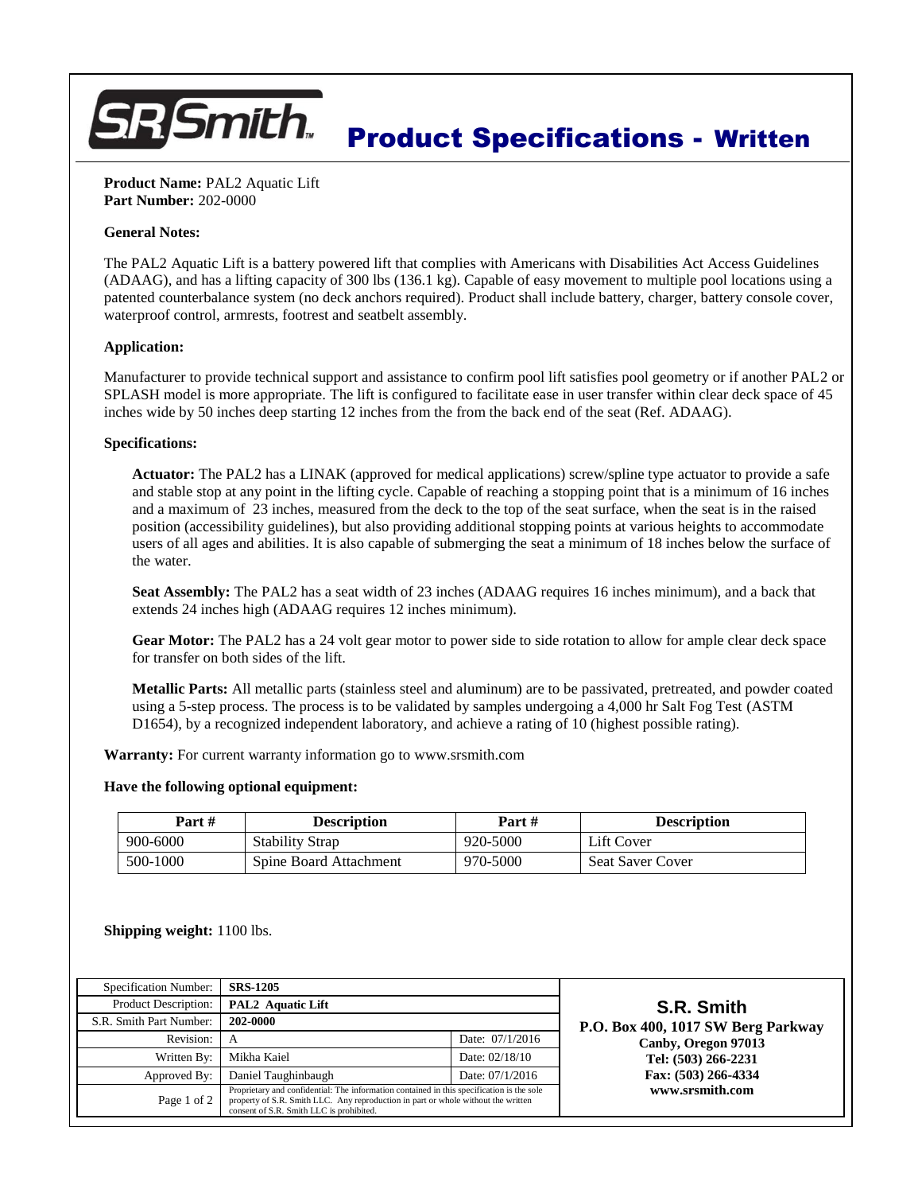# Product Specifications - Written

**Product Name:** PAL2 Aquatic Lift
**Part Number:** 202-0000

**General Notes:**

The PAL2 Aquatic Lift is a battery powered lift that complies with Americans with Disabilities Act Access Guidelines (ADAAG), and has a lifting capacity of 300 lbs (136.1 kg). Capable of easy movement to multiple pool locations using a patented counterbalance system (no deck anchors required). Product shall include battery, charger, battery console cover, waterproof control, armrests, footrest and seatbelt assembly.

**Application:**

Manufacturer to provide technical support and assistance to confirm pool lift satisfies pool geometry or if another PAL2 or SPLASH model is more appropriate. The lift is configured to facilitate ease in user transfer within clear deck space of 45 inches wide by 50 inches deep starting 12 inches from the from the back end of the seat (Ref. ADAAG).

**Specifications:**

**Actuator:** The PAL2 has a LINAK (approved for medical applications) screw/spline type actuator to provide a safe and stable stop at any point in the lifting cycle. Capable of reaching a stopping point that is a minimum of 16 inches and a maximum of 23 inches, measured from the deck to the top of the seat surface, when the seat is in the raised position (accessibility guidelines), but also providing additional stopping points at various heights to accommodate users of all ages and abilities. It is also capable of submerging the seat a minimum of 18 inches below the surface of the water.

**Seat Assembly:** The PAL2 has a seat width of 23 inches (ADAAG requires 16 inches minimum), and a back that extends 24 inches high (ADAAG requires 12 inches minimum).

**Gear Motor:** The PAL2 has a 24 volt gear motor to power side to side rotation to allow for ample clear deck space for transfer on both sides of the lift.

**Metallic Parts:** All metallic parts (stainless steel and aluminum) are to be passivated, pretreated, and powder coated using a 5-step process. The process is to be validated by samples undergoing a 4,000 hr Salt Fog Test (ASTM D1654), by a recognized independent laboratory, and achieve a rating of 10 (highest possible rating).

**Warranty:** For current warranty information go to www.srsmith.com

**Have the following optional equipment:**

| Part # | Description | Part # | Description |
|---|---|---|---|
| 900-6000 | Stability Strap | 920-5000 | Lift Cover |
| 500-1000 | Spine Board Attachment | 970-5000 | Seat Saver Cover |

**Shipping weight:** 1100 lbs.

| | | |
|---|---|---|
| Specification Number: | **SRS-1205** | |
| Product Description: | **PAL2 Aquatic Lift** | |
| S.R. Smith Part Number: | **202-0000** | |
| Revision: | A | Date: 07/1/2016 |
| Written By: | Mikha Kaiel | Date: 02/18/10 |
| Approved By: | Daniel Taughinbaugh | Date: 07/1/2016 |
| Page 1 of 2 | Proprietary and confidential: The information contained in this specification is the sole property of S.R. Smith LLC. Any reproduction in part or whole without the written consent of S.R. Smith LLC is prohibited. | |

**S.R. Smith**
**P.O. Box 400, 1017 SW Berg Parkway**
**Canby, Oregon 97013**
**Tel: (503) 266-2231**
**Fax: (503) 266-4334**
**www.srsmith.com**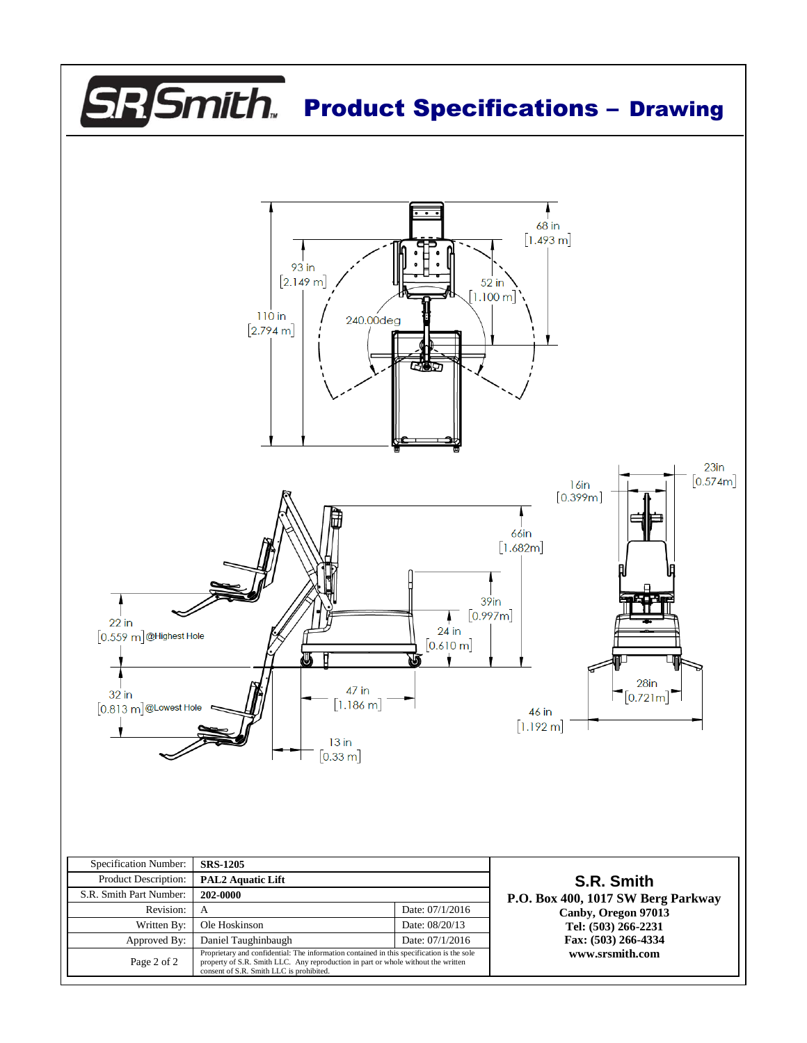# Product Specifications – Drawing

68 in
[1.493 m]

93 in
[2.149 m]

52 in
[1.100 m]

110 in
[2.794 m]

240.00deg

23in
[0.574m]

16in
[0.399m]

66in
[1.682m]

39in
[0.997m]

24 in
[0.610 m]

22 in
[0.559 m] @Highest Hole

32 in
[0.813 m] @Lowest Hole

47 in
[1.186 m]

13 in
[0.33 m]

28in
[0.721m]

46 in
[1.192 m]

| | | |
|---|---|---|
| Specification Number: | **SRS-1205** | |
| Product Description: | **PAL2 Aquatic Lift** | |
| S.R. Smith Part Number: | **202-0000** | |
| Revision: | A | Date: 07/1/2016 |
| Written By: | Ole Hoskinson | Date: 08/20/13 |
| Approved By: | Daniel Taughinbaugh | Date: 07/1/2016 |
| Page 2 of 2 | Proprietary and confidential: The information contained in this specification is the sole property of S.R. Smith LLC. Any reproduction in part or whole without the written consent of S.R. Smith LLC is prohibited. | |

**S.R. Smith**
**P.O. Box 400, 1017 SW Berg Parkway**
**Canby, Oregon 97013**
**Tel: (503) 266-2231**
**Fax: (503) 266-4334**
**www.srsmith.com**